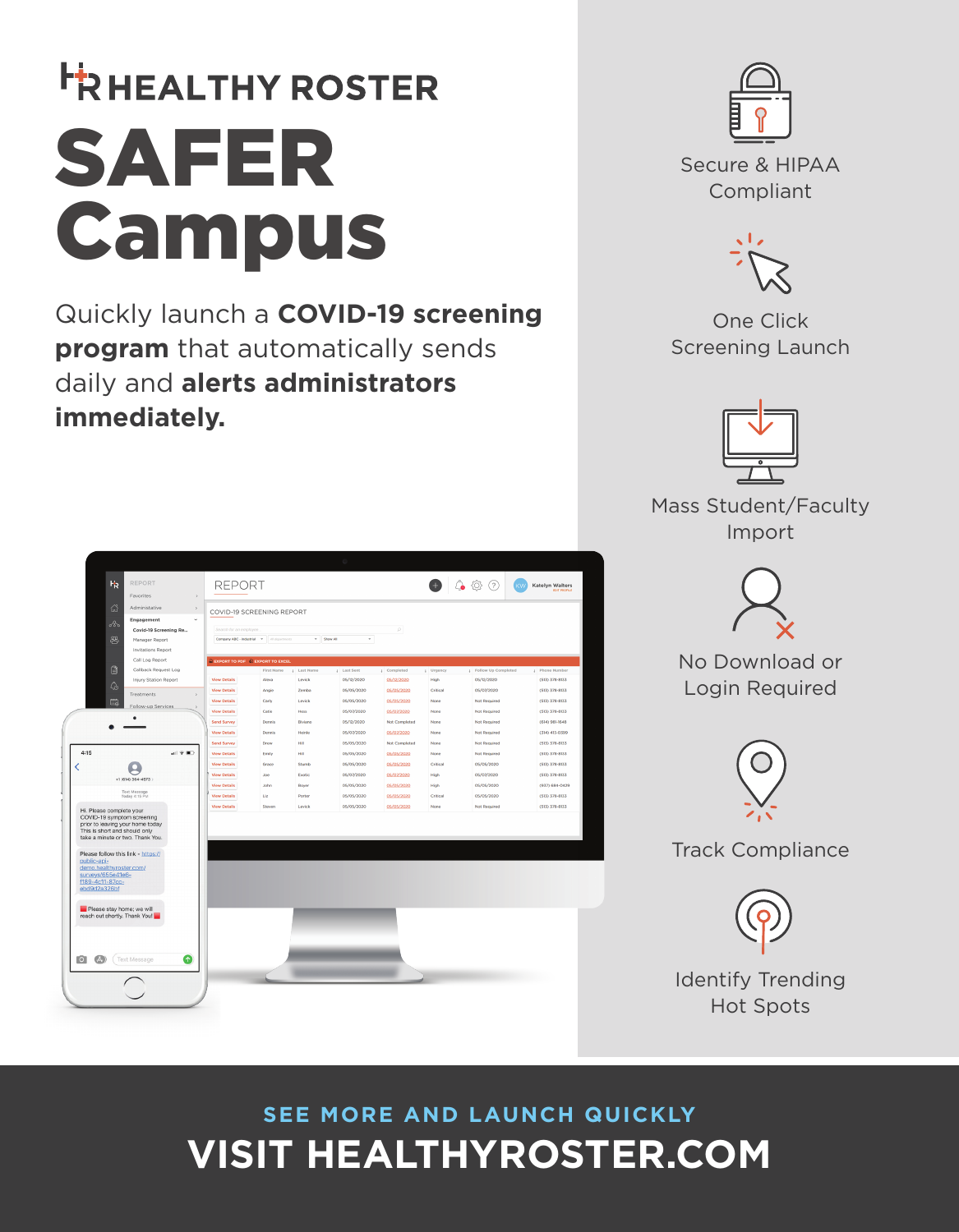# HEALTHY ROSTER

# SAFER Campus

Quickly launch a **COVID-19 screening program** that automatically sends daily and **alerts administrators immediately.**

- Secure & HIPAA Compliant
- One Click Screening Launch
- Mass Student/Faculty Import
- No Download or Login Required
- Track Compliance
- Identify Trending Hot Spots

SEE MORE AND LAUNCH QUICKLY

**VISIT HEALTHYROSTER.COM**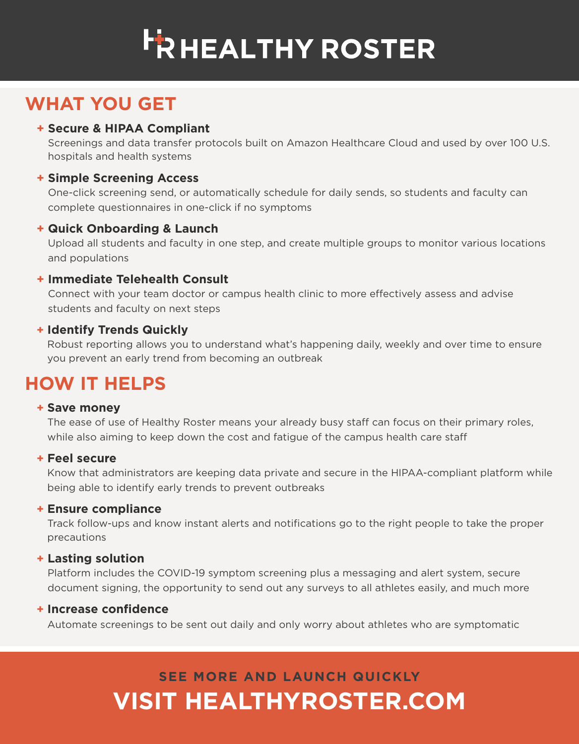# HEALTHY ROSTER

## WHAT YOU GET

- **Secure & HIPAA Compliant**
  Screenings and data transfer protocols built on Amazon Healthcare Cloud and used by over 100 U.S. hospitals and health systems
- **Simple Screening Access**
  One-click screening send, or automatically schedule for daily sends, so students and faculty can complete questionnaires in one-click if no symptoms
- **Quick Onboarding & Launch**
  Upload all students and faculty in one step, and create multiple groups to monitor various locations and populations
- **Immediate Telehealth Consult**
  Connect with your team doctor or campus health clinic to more effectively assess and advise students and faculty on next steps
- **Identify Trends Quickly**
  Robust reporting allows you to understand what's happening daily, weekly and over time to ensure you prevent an early trend from becoming an outbreak

## HOW IT HELPS

- **Save money**
  The ease of use of Healthy Roster means your already busy staff can focus on their primary roles, while also aiming to keep down the cost and fatigue of the campus health care staff
- **Feel secure**
  Know that administrators are keeping data private and secure in the HIPAA-compliant platform while being able to identify early trends to prevent outbreaks
- **Ensure compliance**
  Track follow-ups and know instant alerts and notifications go to the right people to take the proper precautions
- **Lasting solution**
  Platform includes the COVID-19 symptom screening plus a messaging and alert system, secure document signing, the opportunity to send out any surveys to all athletes easily, and much more
- **Increase confidence**
  Automate screenings to be sent out daily and only worry about athletes who are symptomatic

**SEE MORE AND LAUNCH QUICKLY**

**VISIT HEALTHYROSTER.COM**